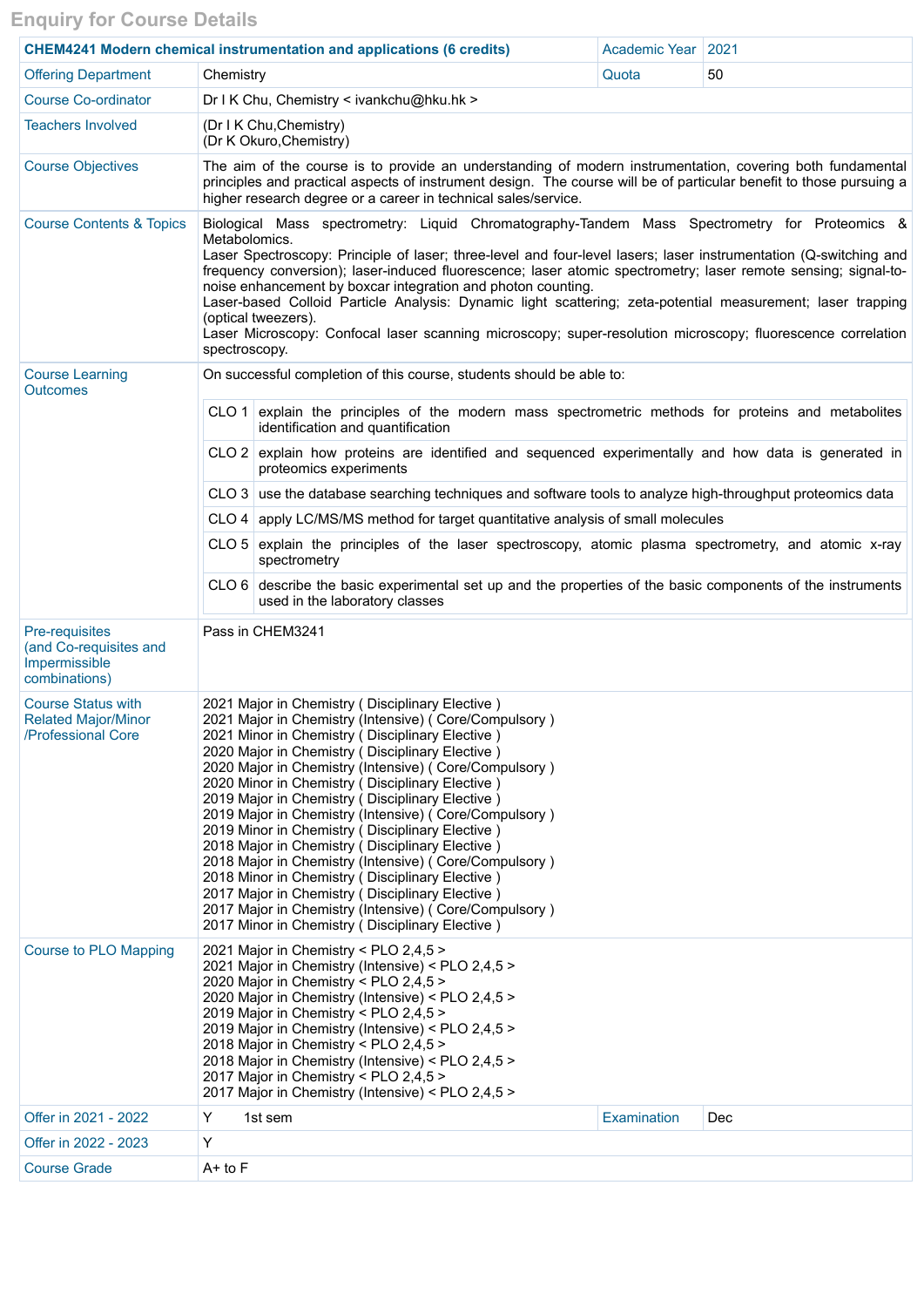# Enquiry for Course Details

| **CHEM4241 Modern chemical instrumentation and applications (6 credits)** | | Academic Year | 2021 |
|---|---|---|---|
| Offering Department | Chemistry | Quota | 50 |
| Course Co-ordinator | Dr I K Chu, Chemistry < ivankchu@hku.hk > | | |
| Teachers Involved | (Dr I K Chu,Chemistry)<br>(Dr K Okuro,Chemistry) | | |
| Course Objectives | The aim of the course is to provide an understanding of modern instrumentation, covering both fundamental principles and practical aspects of instrument design. The course will be of particular benefit to those pursuing a higher research degree or a career in technical sales/service. | | |
| Course Contents & Topics | Biological Mass spectrometry: Liquid Chromatography-Tandem Mass Spectrometry for Proteomics & Metabolomics.<br>Laser Spectroscopy: Principle of laser; three-level and four-level lasers; laser instrumentation (Q-switching and frequency conversion); laser-induced fluorescence; laser atomic spectrometry; laser remote sensing; signal-to-noise enhancement by boxcar integration and photon counting.<br>Laser-based Colloid Particle Analysis: Dynamic light scattering; zeta-potential measurement; laser trapping (optical tweezers).<br>Laser Microscopy: Confocal laser scanning microscopy; super-resolution microscopy; fluorescence correlation spectroscopy. | | |
| Course Learning Outcomes | On successful completion of this course, students should be able to:<br>CLO 1 explain the principles of the modern mass spectrometric methods for proteins and metabolites identification and quantification<br>CLO 2 explain how proteins are identified and sequenced experimentally and how data is generated in proteomics experiments<br>CLO 3 use the database searching techniques and software tools to analyze high-throughput proteomics data<br>CLO 4 apply LC/MS/MS method for target quantitative analysis of small molecules<br>CLO 5 explain the principles of the laser spectroscopy, atomic plasma spectrometry, and atomic x-ray spectrometry<br>CLO 6 describe the basic experimental set up and the properties of the basic components of the instruments used in the laboratory classes | | |
| Pre-requisites (and Co-requisites and Impermissible combinations) | Pass in CHEM3241 | | |
| Course Status with Related Major/Minor /Professional Core | 2021 Major in Chemistry ( Disciplinary Elective )<br>2021 Major in Chemistry (Intensive) ( Core/Compulsory )<br>2021 Minor in Chemistry ( Disciplinary Elective )<br>2020 Major in Chemistry ( Disciplinary Elective )<br>2020 Major in Chemistry (Intensive) ( Core/Compulsory )<br>2020 Minor in Chemistry ( Disciplinary Elective )<br>2019 Major in Chemistry ( Disciplinary Elective )<br>2019 Major in Chemistry (Intensive) ( Core/Compulsory )<br>2019 Minor in Chemistry ( Disciplinary Elective )<br>2018 Major in Chemistry ( Disciplinary Elective )<br>2018 Major in Chemistry (Intensive) ( Core/Compulsory )<br>2018 Minor in Chemistry ( Disciplinary Elective )<br>2017 Major in Chemistry ( Disciplinary Elective )<br>2017 Major in Chemistry (Intensive) ( Core/Compulsory )<br>2017 Minor in Chemistry ( Disciplinary Elective ) | | |
| Course to PLO Mapping | 2021 Major in Chemistry < PLO 2,4,5 ><br>2021 Major in Chemistry (Intensive) < PLO 2,4,5 ><br>2020 Major in Chemistry < PLO 2,4,5 ><br>2020 Major in Chemistry (Intensive) < PLO 2,4,5 ><br>2019 Major in Chemistry < PLO 2,4,5 ><br>2019 Major in Chemistry (Intensive) < PLO 2,4,5 ><br>2018 Major in Chemistry < PLO 2,4,5 ><br>2018 Major in Chemistry (Intensive) < PLO 2,4,5 ><br>2017 Major in Chemistry < PLO 2,4,5 ><br>2017 Major in Chemistry (Intensive) < PLO 2,4,5 > | | |
| Offer in 2021 - 2022 | Y 1st sem | Examination | Dec |
| Offer in 2022 - 2023 | Y | | |
| Course Grade | A+ to F | | |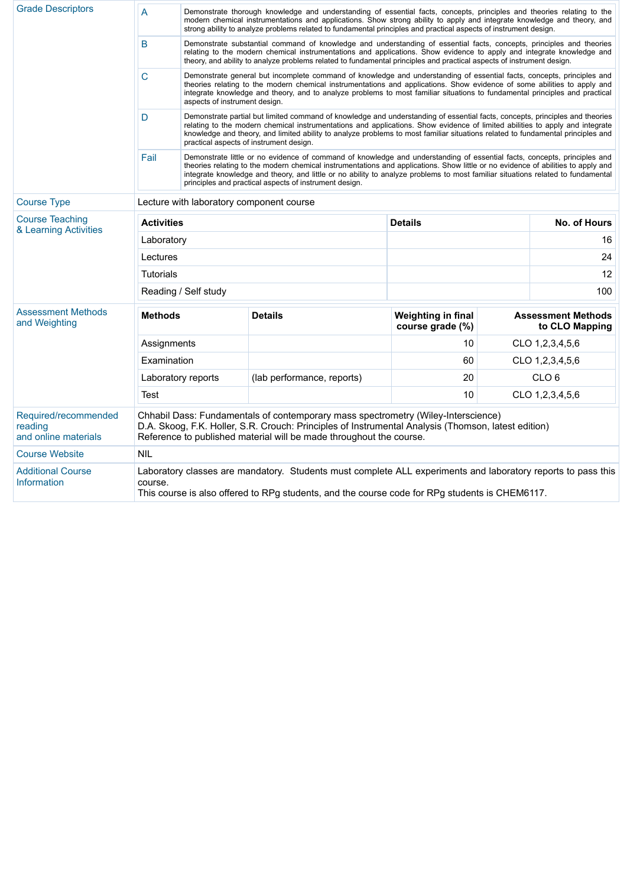| | | |
|---|---|---|
| Grade Descriptors | A | Demonstrate thorough knowledge and understanding of essential facts, concepts, principles and theories relating to the modern chemical instrumentations and applications. Show strong ability to apply and integrate knowledge and theory, and strong ability to analyze problems related to fundamental principles and practical aspects of instrument design. |
| | B | Demonstrate substantial command of knowledge and understanding of essential facts, concepts, principles and theories relating to the modern chemical instrumentations and applications. Show evidence to apply and integrate knowledge and theory, and ability to analyze problems related to fundamental principles and practical aspects of instrument design. |
| | C | Demonstrate general but incomplete command of knowledge and understanding of essential facts, concepts, principles and theories relating to the modern chemical instrumentations and applications. Show evidence of some abilities to apply and integrate knowledge and theory, and to analyze problems to most familiar situations to fundamental principles and practical aspects of instrument design. |
| | D | Demonstrate partial but limited command of knowledge and understanding of essential facts, concepts, principles and theories relating to the modern chemical instrumentations and applications. Show evidence of limited abilities to apply and integrate knowledge and theory, and limited ability to analyze problems to most familiar situations related to fundamental principles and practical aspects of instrument design. |
| | Fail | Demonstrate little or no evidence of command of knowledge and understanding of essential facts, concepts, principles and theories relating to the modern chemical instrumentations and applications. Show little or no evidence of abilities to apply and integrate knowledge and theory, and little or no ability to analyze problems to most familiar situations related to fundamental principles and practical aspects of instrument design. |

**Course Type**

Lecture with laboratory component course

**Course Teaching & Learning Activities**

| Activities | Details | No. of Hours |
|---|---|---|
| Laboratory | | 16 |
| Lectures | | 24 |
| Tutorials | | 12 |
| Reading / Self study | | 100 |

**Assessment Methods and Weighting**

| Methods | Details | Weighting in final course grade (%) | Assessment Methods to CLO Mapping |
|---|---|---|---|
| Assignments | | 10 | CLO 1,2,3,4,5,6 |
| Examination | | 60 | CLO 1,2,3,4,5,6 |
| Laboratory reports | (lab performance, reports) | 20 | CLO 6 |
| Test | | 10 | CLO 1,2,3,4,5,6 |

**Required/recommended reading and online materials**

Chhabil Dass: Fundamentals of contemporary mass spectrometry (Wiley-Interscience)
D.A. Skoog, F.K. Holler, S.R. Crouch: Principles of Instrumental Analysis (Thomson, latest edition)
Reference to published material will be made throughout the course.

**Course Website**

NIL

**Additional Course Information**

Laboratory classes are mandatory. Students must complete ALL experiments and laboratory reports to pass this course.
This course is also offered to RPg students, and the course code for RPg students is CHEM6117.